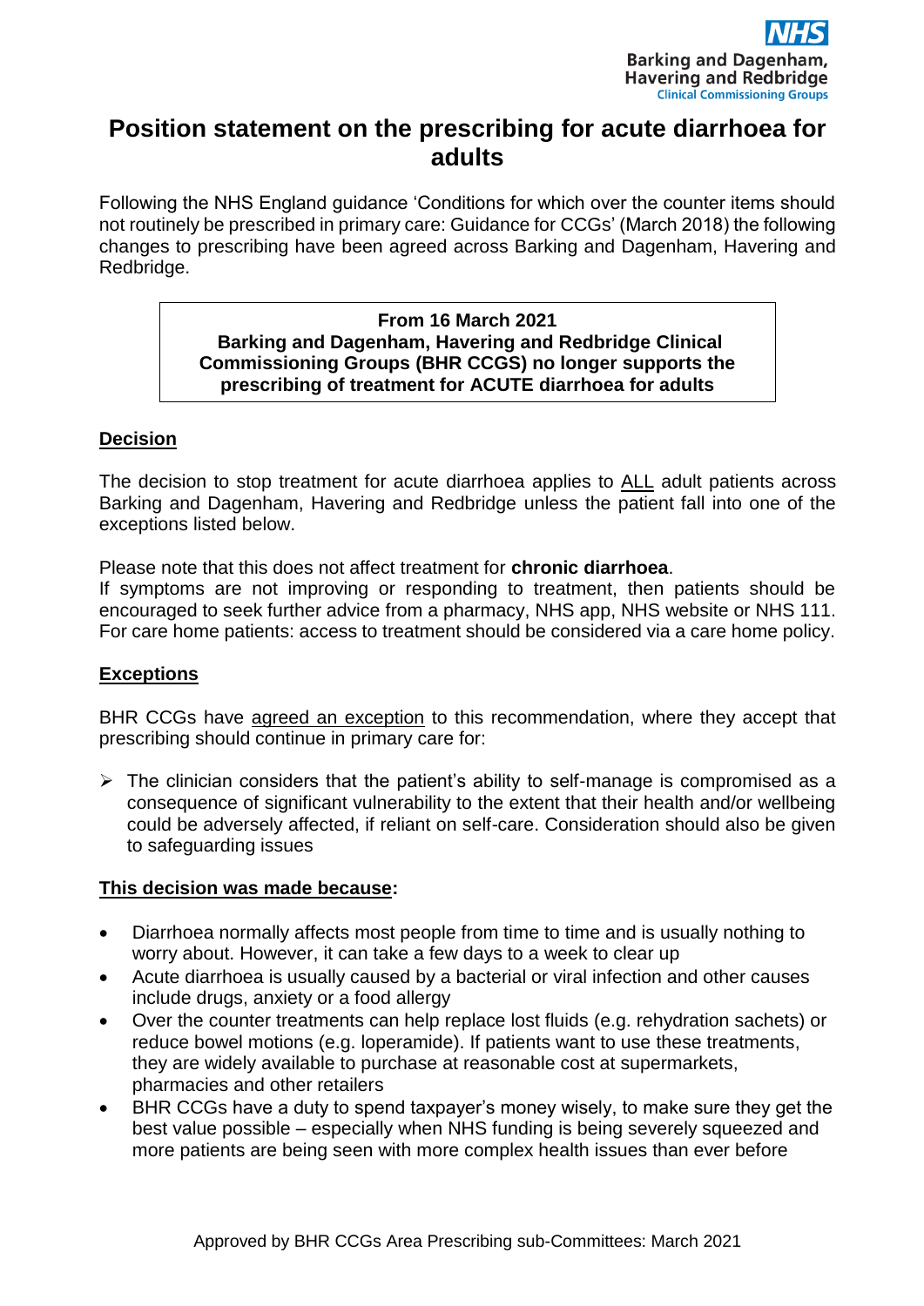Barking and Dagenham, Havering and Redbridge
Clinical Commissioning Groups

# Position statement on the prescribing for acute diarrhoea for adults

Following the NHS England guidance 'Conditions for which over the counter items should not routinely be prescribed in primary care: Guidance for CCGs' (March 2018) the following changes to prescribing have been agreed across Barking and Dagenham, Havering and Redbridge.

> **From 16 March 2021**
> **Barking and Dagenham, Havering and Redbridge Clinical Commissioning Groups (BHR CCGS) no longer supports the prescribing of treatment for ACUTE diarrhoea for adults**

## Decision

The decision to stop treatment for acute diarrhoea applies to ALL adult patients across Barking and Dagenham, Havering and Redbridge unless the patient fall into one of the exceptions listed below.

Please note that this does not affect treatment for **chronic diarrhoea**.
If symptoms are not improving or responding to treatment, then patients should be encouraged to seek further advice from a pharmacy, NHS app, NHS website or NHS 111. For care home patients: access to treatment should be considered via a care home policy.

## Exceptions

BHR CCGs have agreed an exception to this recommendation, where they accept that prescribing should continue in primary care for:

- The clinician considers that the patient's ability to self-manage is compromised as a consequence of significant vulnerability to the extent that their health and/or wellbeing could be adversely affected, if reliant on self-care. Consideration should also be given to safeguarding issues

## This decision was made because:

- Diarrhoea normally affects most people from time to time and is usually nothing to worry about. However, it can take a few days to a week to clear up
- Acute diarrhoea is usually caused by a bacterial or viral infection and other causes include drugs, anxiety or a food allergy
- Over the counter treatments can help replace lost fluids (e.g. rehydration sachets) or reduce bowel motions (e.g. loperamide). If patients want to use these treatments, they are widely available to purchase at reasonable cost at supermarkets, pharmacies and other retailers
- BHR CCGs have a duty to spend taxpayer's money wisely, to make sure they get the best value possible – especially when NHS funding is being severely squeezed and more patients are being seen with more complex health issues than ever before

Approved by BHR CCGs Area Prescribing sub-Committees: March 2021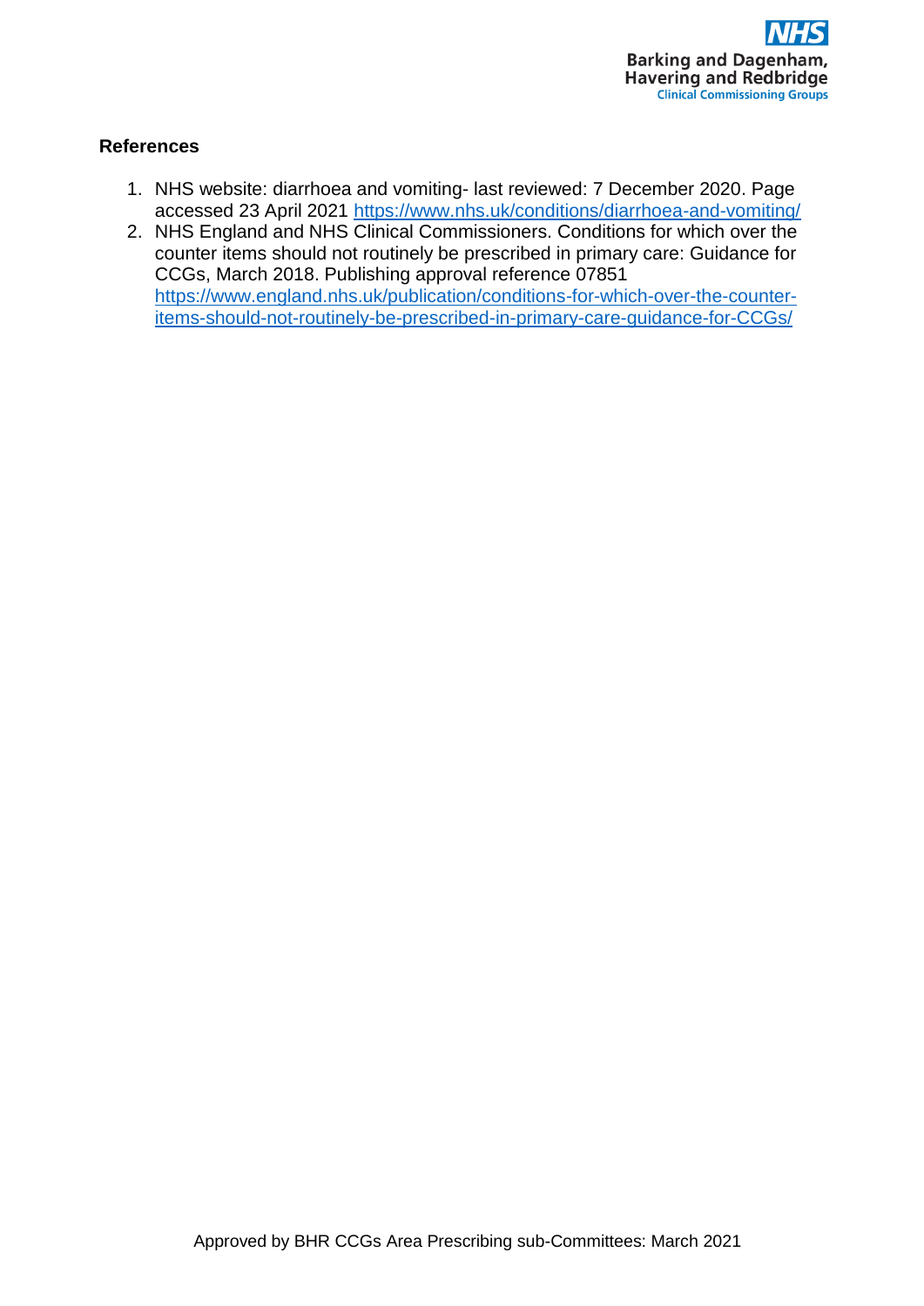## References

1. NHS website: diarrhoea and vomiting- last reviewed: 7 December 2020. Page accessed 23 April 2021 https://www.nhs.uk/conditions/diarrhoea-and-vomiting/
2. NHS England and NHS Clinical Commissioners. Conditions for which over the counter items should not routinely be prescribed in primary care: Guidance for CCGs, March 2018. Publishing approval reference 07851 https://www.england.nhs.uk/publication/conditions-for-which-over-the-counter-items-should-not-routinely-be-prescribed-in-primary-care-guidance-for-CCGs/